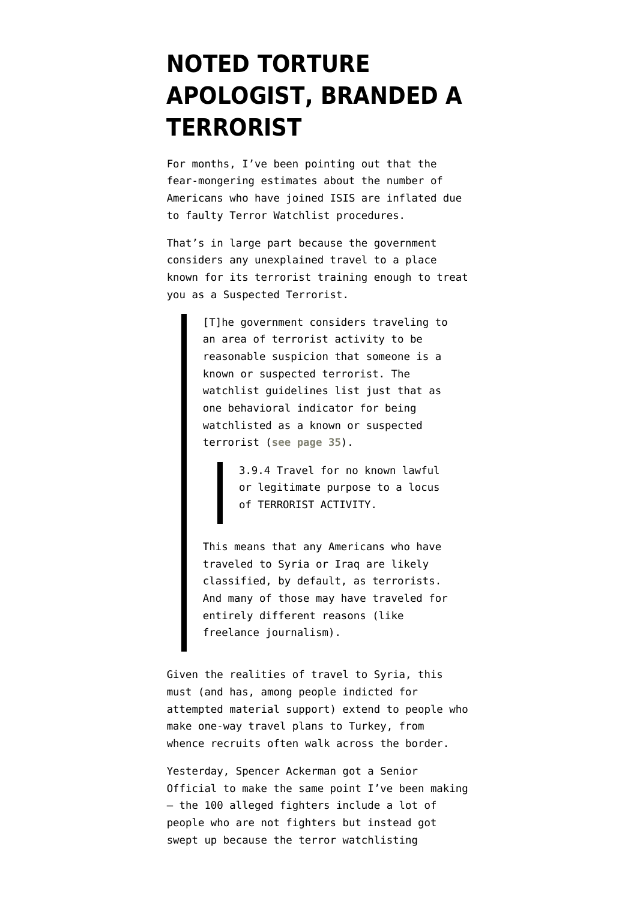# NOTED TORTURE APOLOGIST, BRANDED A TERRORIST

For months, I've been pointing out that the fear-mongering estimates about the number of Americans who have joined ISIS are inflated due to faulty Terror Watchlist procedures.

That's in large part because the government considers any unexplained travel to a place known for its terrorist training enough to treat you as a Suspected Terrorist.

> [T]he government considers traveling to an area of terrorist activity to be reasonable suspicion that someone is a known or suspected terrorist. The watchlist guidelines list just that as one behavioral indicator for being watchlisted as a known or suspected terrorist (**see page 35**).
>
> > 3.9.4 Travel for no known lawful or legitimate purpose to a locus of TERRORIST ACTIVITY.
>
> This means that any Americans who have traveled to Syria or Iraq are likely classified, by default, as terrorists. And many of those may have traveled for entirely different reasons (like freelance journalism).

Given the realities of travel to Syria, this must (and has, among people indicted for attempted material support) extend to people who make one-way travel plans to Turkey, from whence recruits often walk across the border.

Yesterday, Spencer Ackerman got a Senior Official to make the same point I've been making — the 100 alleged fighters include a lot of people who are not fighters but instead got swept up because the terror watchlisting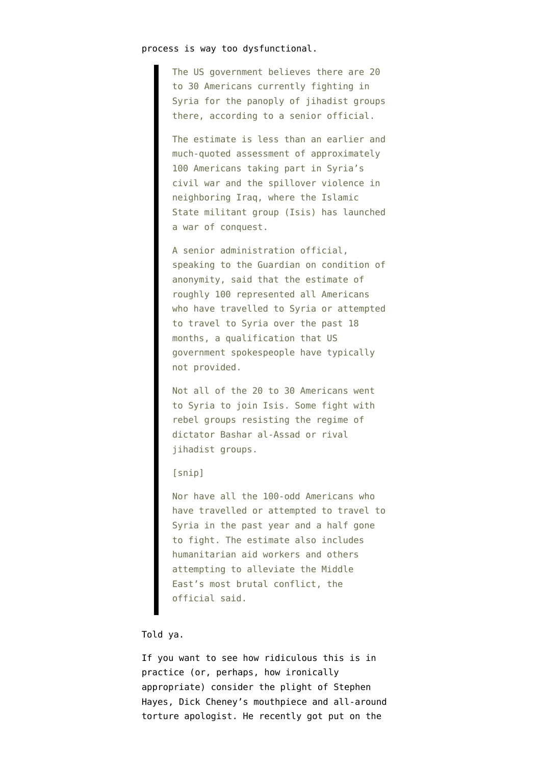process is way too dysfunctional.

> The US government believes there are 20 to 30 Americans currently fighting in Syria for the panoply of jihadist groups there, according to a senior official.
>
> The estimate is less than an earlier and much-quoted assessment of approximately 100 Americans taking part in Syria's civil war and the spillover violence in neighboring Iraq, where the Islamic State militant group (Isis) has launched a war of conquest.
>
> A senior administration official, speaking to the Guardian on condition of anonymity, said that the estimate of roughly 100 represented all Americans who have travelled to Syria or attempted to travel to Syria over the past 18 months, a qualification that US government spokespeople have typically not provided.
>
> Not all of the 20 to 30 Americans went to Syria to join Isis. Some fight with rebel groups resisting the regime of dictator Bashar al-Assad or rival jihadist groups.
>
> [snip]
>
> Nor have all the 100-odd Americans who have travelled or attempted to travel to Syria in the past year and a half gone to fight. The estimate also includes humanitarian aid workers and others attempting to alleviate the Middle East's most brutal conflict, the official said.

Told ya.

If you want to see how ridiculous this is in practice (or, perhaps, how ironically appropriate) consider the plight of Stephen Hayes, Dick Cheney's mouthpiece and all-around torture apologist. He recently got put on the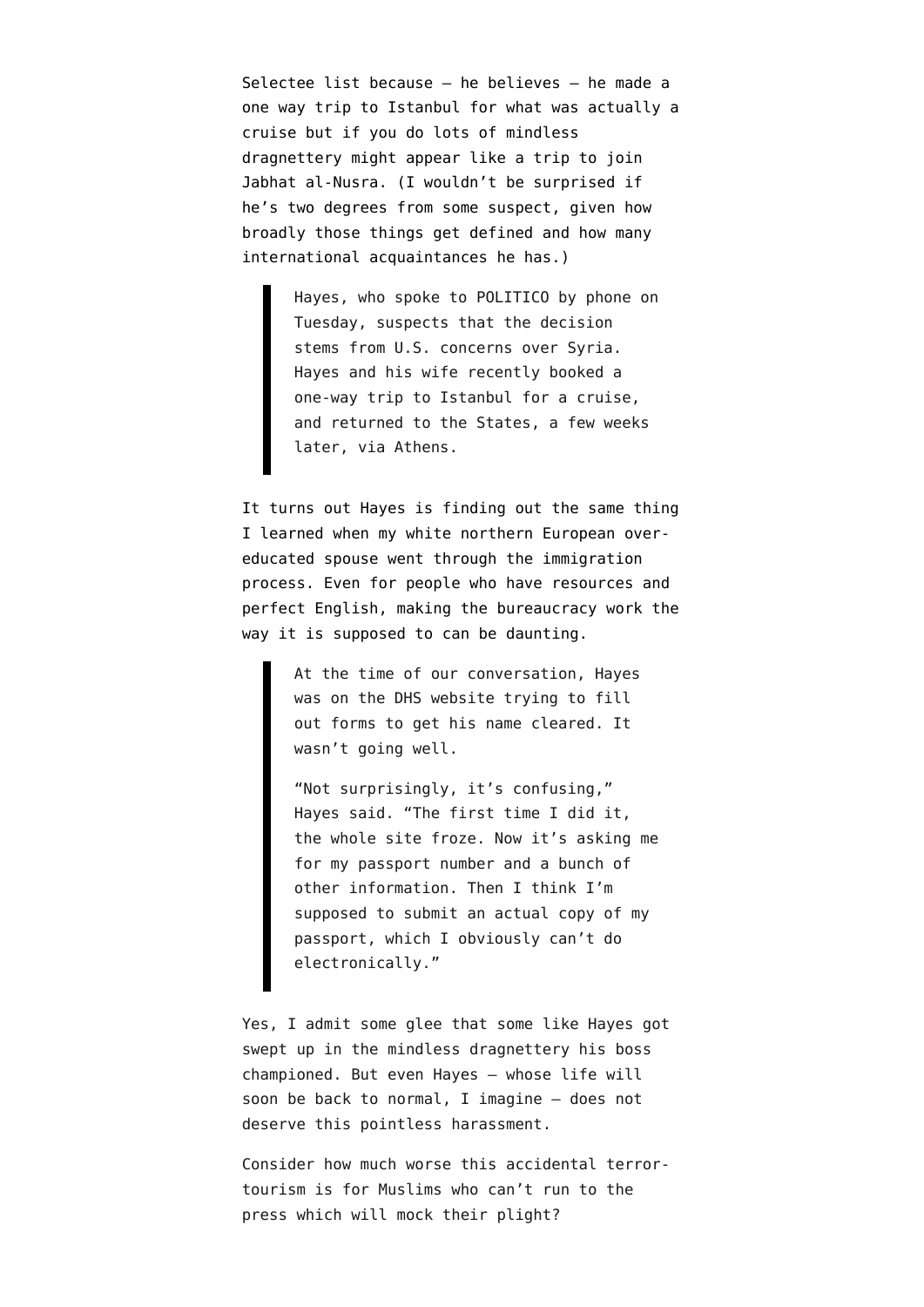Selectee list because — he believes — he made a one way trip to Istanbul for what was actually a cruise but if you do lots of mindless dragnettery might appear like a trip to join Jabhat al-Nusra. (I wouldn't be surprised if he's two degrees from some suspect, given how broadly those things get defined and how many international acquaintances he has.)

> Hayes, who spoke to POLITICO by phone on Tuesday, suspects that the decision stems from U.S. concerns over Syria. Hayes and his wife recently booked a one-way trip to Istanbul for a cruise, and returned to the States, a few weeks later, via Athens.

It turns out Hayes is finding out the same thing I learned when my white northern European over-educated spouse went through the immigration process. Even for people who have resources and perfect English, making the bureaucracy work the way it is supposed to can be daunting.

> At the time of our conversation, Hayes was on the DHS website trying to fill out forms to get his name cleared. It wasn't going well.
>
> "Not surprisingly, it's confusing," Hayes said. "The first time I did it, the whole site froze. Now it's asking me for my passport number and a bunch of other information. Then I think I'm supposed to submit an actual copy of my passport, which I obviously can't do electronically."

Yes, I admit some glee that some like Hayes got swept up in the mindless dragnettery his boss championed. But even Hayes — whose life will soon be back to normal, I imagine — does not deserve this pointless harassment.

Consider how much worse this accidental terror-tourism is for Muslims who can't run to the press which will mock their plight?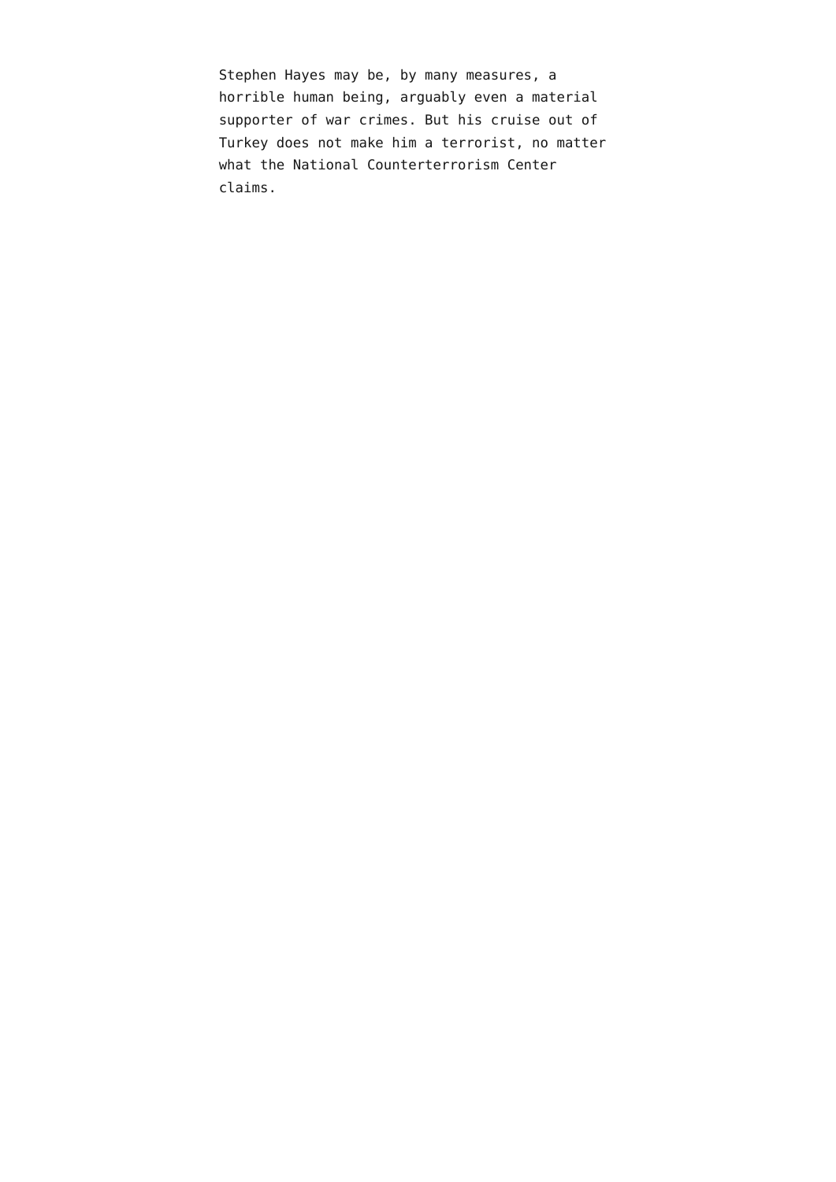Stephen Hayes may be, by many measures, a horrible human being, arguably even a material supporter of war crimes. But his cruise out of Turkey does not make him a terrorist, no matter what the National Counterterrorism Center claims.